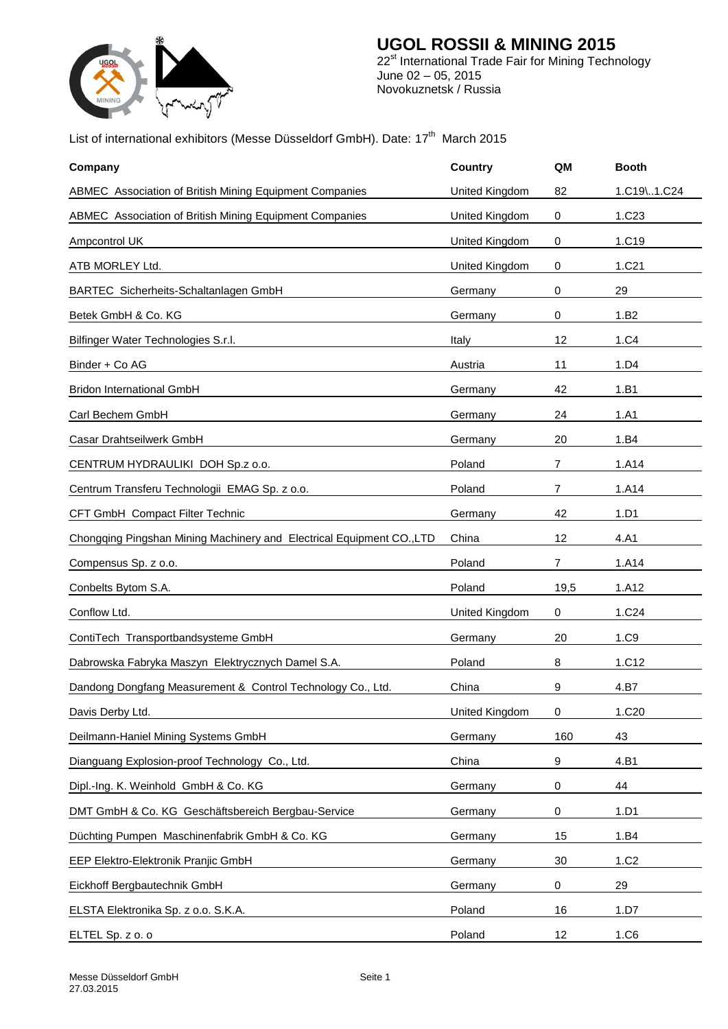# UGOL ROSSII & MINING 2015

22st International Trade Fair for Mining Technology
June 02 – 05, 2015
Novokuznetsk / Russia

List of international exhibitors (Messe Düsseldorf GmbH). Date: 17th March 2015

| Company | Country | QM | Booth |
|---|---|---|---|
| ABMEC Association of British Mining Equipment Companies | United Kingdom | 82 | 1.C19\..1.C24 |
| ABMEC Association of British Mining Equipment Companies | United Kingdom | 0 | 1.C23 |
| Ampcontrol UK | United Kingdom | 0 | 1.C19 |
| ATB MORLEY Ltd. | United Kingdom | 0 | 1.C21 |
| BARTEC Sicherheits-Schaltanlagen GmbH | Germany | 0 | 29 |
| Betek GmbH & Co. KG | Germany | 0 | 1.B2 |
| Bilfinger Water Technologies S.r.l. | Italy | 12 | 1.C4 |
| Binder + Co AG | Austria | 11 | 1.D4 |
| Bridon International GmbH | Germany | 42 | 1.B1 |
| Carl Bechem GmbH | Germany | 24 | 1.A1 |
| Casar Drahtseilwerk GmbH | Germany | 20 | 1.B4 |
| CENTRUM HYDRAULIKI DOH Sp.z o.o. | Poland | 7 | 1.A14 |
| Centrum Transferu Technologii EMAG Sp. z o.o. | Poland | 7 | 1.A14 |
| CFT GmbH Compact Filter Technic | Germany | 42 | 1.D1 |
| Chongqing Pingshan Mining Machinery and Electrical Equipment CO.,LTD | China | 12 | 4.A1 |
| Compensus Sp. z o.o. | Poland | 7 | 1.A14 |
| Conbelts Bytom S.A. | Poland | 19,5 | 1.A12 |
| Conflow Ltd. | United Kingdom | 0 | 1.C24 |
| ContiTech Transportbandsysteme GmbH | Germany | 20 | 1.C9 |
| Dabrowska Fabryka Maszyn Elektrycznych Damel S.A. | Poland | 8 | 1.C12 |
| Dandong Dongfang Measurement & Control Technology Co., Ltd. | China | 9 | 4.B7 |
| Davis Derby Ltd. | United Kingdom | 0 | 1.C20 |
| Deilmann-Haniel Mining Systems GmbH | Germany | 160 | 43 |
| Dianguang Explosion-proof Technology Co., Ltd. | China | 9 | 4.B1 |
| Dipl.-Ing. K. Weinhold GmbH & Co. KG | Germany | 0 | 44 |
| DMT GmbH & Co. KG Geschäftsbereich Bergbau-Service | Germany | 0 | 1.D1 |
| Düchting Pumpen Maschinenfabrik GmbH & Co. KG | Germany | 15 | 1.B4 |
| EEP Elektro-Elektronik Pranjic GmbH | Germany | 30 | 1.C2 |
| Eickhoff Bergbautechnik GmbH | Germany | 0 | 29 |
| ELSTA Elektronika Sp. z o.o. S.K.A. | Poland | 16 | 1.D7 |
| ELTEL Sp. z o. o | Poland | 12 | 1.C6 |

Messe Düsseldorf GmbH
27.03.2015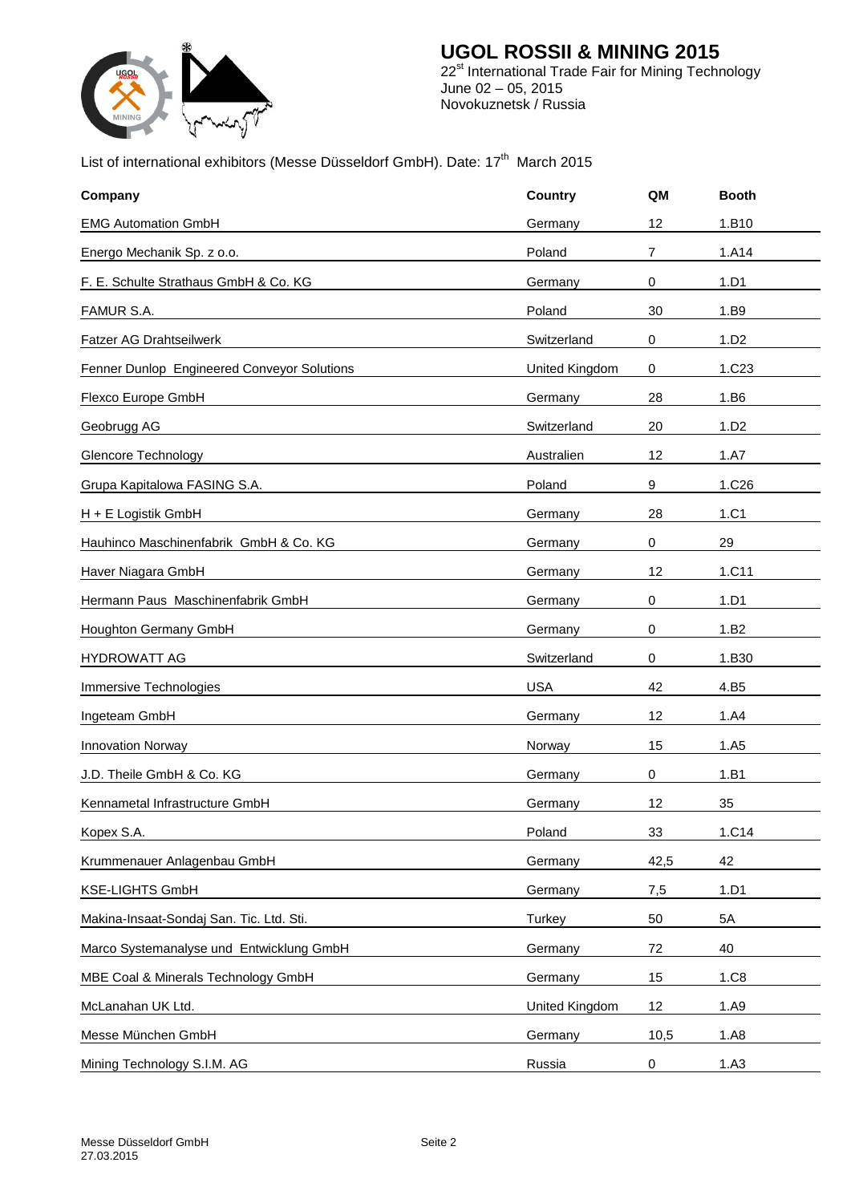# UGOL ROSSII & MINING 2015

22[st] International Trade Fair for Mining Technology
June 02 – 05, 2015
Novokuznetsk / Russia

List of international exhibitors (Messe Düsseldorf GmbH). Date: 17[th] March 2015

| Company | Country | QM | Booth |
|---|---|---|---|
| EMG Automation GmbH | Germany | 12 | 1.B10 |
| Energo Mechanik Sp. z o.o. | Poland | 7 | 1.A14 |
| F. E. Schulte Strathaus GmbH & Co. KG | Germany | 0 | 1.D1 |
| FAMUR S.A. | Poland | 30 | 1.B9 |
| Fatzer AG Drahtseilwerk | Switzerland | 0 | 1.D2 |
| Fenner Dunlop Engineered Conveyor Solutions | United Kingdom | 0 | 1.C23 |
| Flexco Europe GmbH | Germany | 28 | 1.B6 |
| Geobrugg AG | Switzerland | 20 | 1.D2 |
| Glencore Technology | Australien | 12 | 1.A7 |
| Grupa Kapitalowa FASING S.A. | Poland | 9 | 1.C26 |
| H + E Logistik GmbH | Germany | 28 | 1.C1 |
| Hauhinco Maschinenfabrik GmbH & Co. KG | Germany | 0 | 29 |
| Haver Niagara GmbH | Germany | 12 | 1.C11 |
| Hermann Paus Maschinenfabrik GmbH | Germany | 0 | 1.D1 |
| Houghton Germany GmbH | Germany | 0 | 1.B2 |
| HYDROWATT AG | Switzerland | 0 | 1.B30 |
| Immersive Technologies | USA | 42 | 4.B5 |
| Ingeteam GmbH | Germany | 12 | 1.A4 |
| Innovation Norway | Norway | 15 | 1.A5 |
| J.D. Theile GmbH & Co. KG | Germany | 0 | 1.B1 |
| Kennametal Infrastructure GmbH | Germany | 12 | 35 |
| Kopex S.A. | Poland | 33 | 1.C14 |
| Krummenauer Anlagenbau GmbH | Germany | 42,5 | 42 |
| KSE-LIGHTS GmbH | Germany | 7,5 | 1.D1 |
| Makina-Insaat-Sondaj San. Tic. Ltd. Sti. | Turkey | 50 | 5A |
| Marco Systemanalyse und Entwicklung GmbH | Germany | 72 | 40 |
| MBE Coal & Minerals Technology GmbH | Germany | 15 | 1.C8 |
| McLanahan UK Ltd. | United Kingdom | 12 | 1.A9 |
| Messe München GmbH | Germany | 10,5 | 1.A8 |
| Mining Technology S.I.M. AG | Russia | 0 | 1.A3 |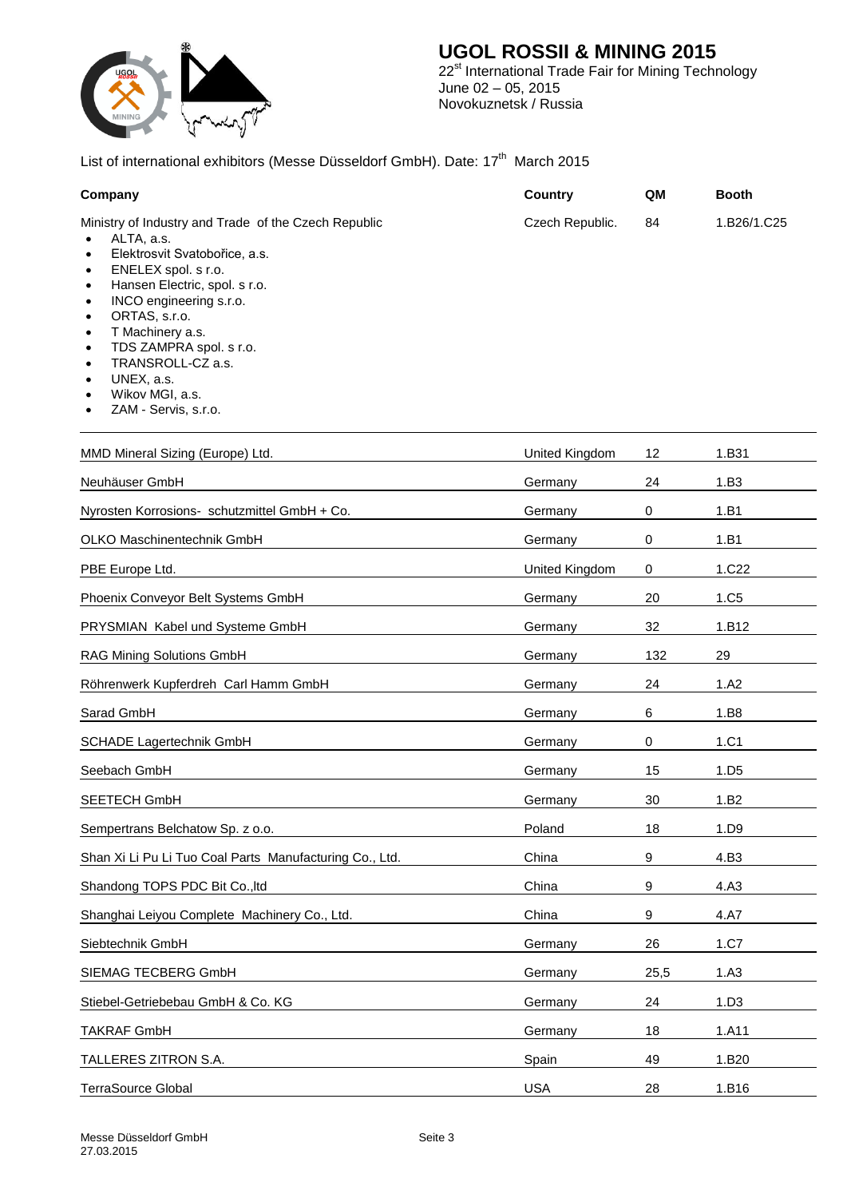# UGOL ROSSII & MINING 2015

22[st] International Trade Fair for Mining Technology
June 02 – 05, 2015
Novokuznetsk / Russia

List of international exhibitors (Messe Düsseldorf GmbH). Date: 17[th] March 2015

| Company | Country | QM | Booth |
|---|---|---|---|
| Ministry of Industry and Trade of the Czech Republic<br>• ALTA, a.s.<br>• Elektrosvit Svatobořice, a.s.<br>• ENELEX spol. s r.o.<br>• Hansen Electric, spol. s r.o.<br>• INCO engineering s.r.o.<br>• ORTAS, s.r.o.<br>• T Machinery a.s.<br>• TDS ZAMPRA spol. s r.o.<br>• TRANSROLL-CZ a.s.<br>• UNEX, a.s.<br>• Wikov MGI, a.s.<br>• ZAM - Servis, s.r.o. | Czech Republic. | 84 | 1.B26/1.C25 |
| MMD Mineral Sizing (Europe) Ltd. | United Kingdom | 12 | 1.B31 |
| Neuhäuser GmbH | Germany | 24 | 1.B3 |
| Nyrosten Korrosions- schutzmittel GmbH + Co. | Germany | 0 | 1.B1 |
| OLKO Maschinentechnik GmbH | Germany | 0 | 1.B1 |
| PBE Europe Ltd. | United Kingdom | 0 | 1.C22 |
| Phoenix Conveyor Belt Systems GmbH | Germany | 20 | 1.C5 |
| PRYSMIAN Kabel und Systeme GmbH | Germany | 32 | 1.B12 |
| RAG Mining Solutions GmbH | Germany | 132 | 29 |
| Röhrenwerk Kupferdreh Carl Hamm GmbH | Germany | 24 | 1.A2 |
| Sarad GmbH | Germany | 6 | 1.B8 |
| SCHADE Lagertechnik GmbH | Germany | 0 | 1.C1 |
| Seebach GmbH | Germany | 15 | 1.D5 |
| SEETECH GmbH | Germany | 30 | 1.B2 |
| Sempertrans Belchatow Sp. z o.o. | Poland | 18 | 1.D9 |
| Shan Xi Li Pu Li Tuo Coal Parts Manufacturing Co., Ltd. | China | 9 | 4.B3 |
| Shandong TOPS PDC Bit Co.,ltd | China | 9 | 4.A3 |
| Shanghai Leiyou Complete Machinery Co., Ltd. | China | 9 | 4.A7 |
| Siebtechnik GmbH | Germany | 26 | 1.C7 |
| SIEMAG TECBERG GmbH | Germany | 25,5 | 1.A3 |
| Stiebel-Getriebebau GmbH & Co. KG | Germany | 24 | 1.D3 |
| TAKRAF GmbH | Germany | 18 | 1.A11 |
| TALLERES ZITRON S.A. | Spain | 49 | 1.B20 |
| TerraSource Global | USA | 28 | 1.B16 |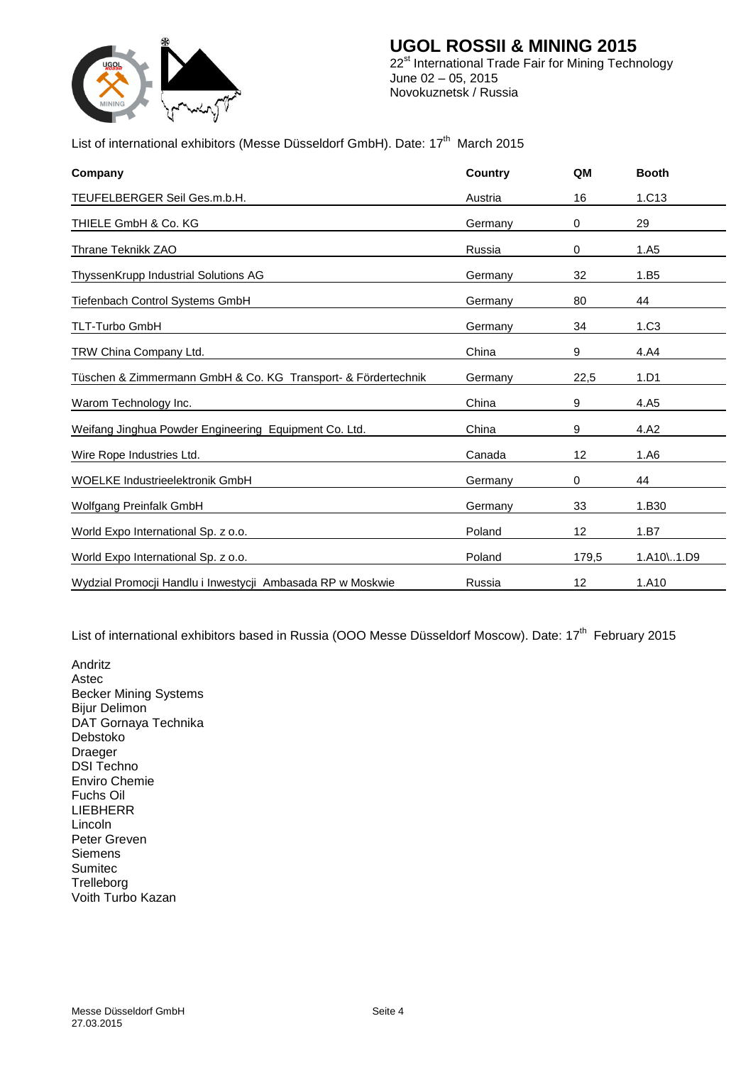# UGOL ROSSII & MINING 2015

22[st] International Trade Fair for Mining Technology
June 02 – 05, 2015
Novokuznetsk / Russia

List of international exhibitors (Messe Düsseldorf GmbH). Date: 17[th] March 2015

| Company | Country | QM | Booth |
|---|---|---|---|
| TEUFELBERGER Seil Ges.m.b.H. | Austria | 16 | 1.C13 |
| THIELE GmbH & Co. KG | Germany | 0 | 29 |
| Thrane Teknikk ZAO | Russia | 0 | 1.A5 |
| ThyssenKrupp Industrial Solutions AG | Germany | 32 | 1.B5 |
| Tiefenbach Control Systems GmbH | Germany | 80 | 44 |
| TLT-Turbo GmbH | Germany | 34 | 1.C3 |
| TRW China Company Ltd. | China | 9 | 4.A4 |
| Tüschen & Zimmermann GmbH & Co. KG Transport- & Fördertechnik | Germany | 22,5 | 1.D1 |
| Warom Technology Inc. | China | 9 | 4.A5 |
| Weifang Jinghua Powder Engineering Equipment Co. Ltd. | China | 9 | 4.A2 |
| Wire Rope Industries Ltd. | Canada | 12 | 1.A6 |
| WOELKE Industrieelektronik GmbH | Germany | 0 | 44 |
| Wolfgang Preinfalk GmbH | Germany | 33 | 1.B30 |
| World Expo International Sp. z o.o. | Poland | 12 | 1.B7 |
| World Expo International Sp. z o.o. | Poland | 179,5 | 1.A10\..1.D9 |
| Wydzial Promocji Handlu i Inwestycji Ambasada RP w Moskwie | Russia | 12 | 1.A10 |

List of international exhibitors based in Russia (OOO Messe Düsseldorf Moscow). Date: 17[th] February 2015

Andritz
Astec
Becker Mining Systems
Bijur Delimon
DAT Gornaya Technika
Debstoko
Draeger
DSI Techno
Enviro Chemie
Fuchs Oil
LIEBHERR
Lincoln
Peter Greven
Siemens
Sumitec
Trelleborg
Voith Turbo Kazan